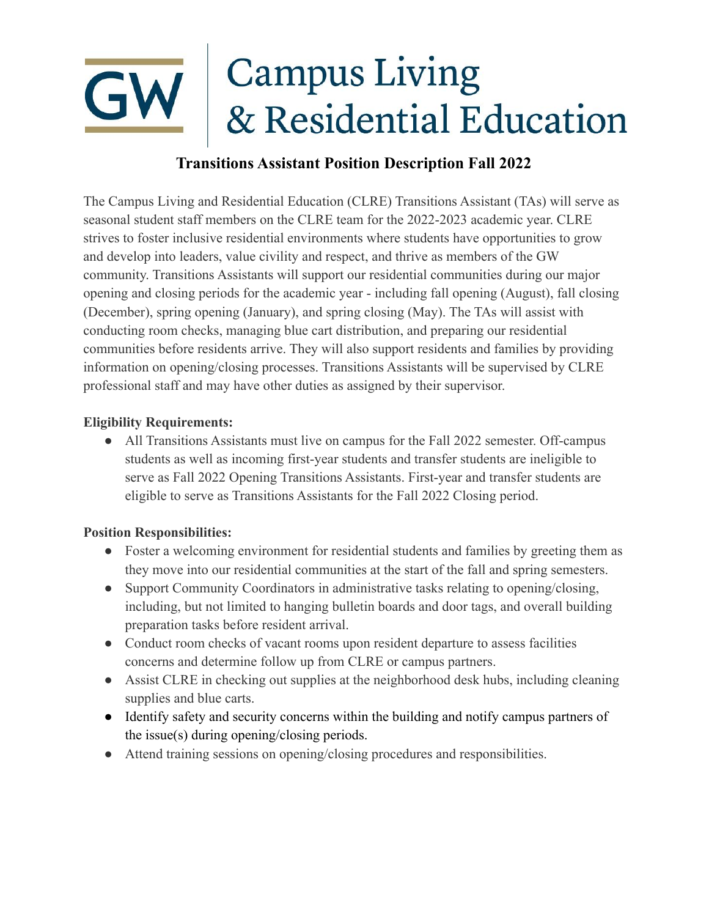# GW Campus Living & Residential Education

## Transitions Assistant Position Description Fall 2022

The Campus Living and Residential Education (CLRE) Transitions Assistant (TAs) will serve as seasonal student staff members on the CLRE team for the 2022-2023 academic year. CLRE strives to foster inclusive residential environments where students have opportunities to grow and develop into leaders, value civility and respect, and thrive as members of the GW community. Transitions Assistants will support our residential communities during our major opening and closing periods for the academic year - including fall opening (August), fall closing (December), spring opening (January), and spring closing (May). The TAs will assist with conducting room checks, managing blue cart distribution, and preparing our residential communities before residents arrive. They will also support residents and families by providing information on opening/closing processes. Transitions Assistants will be supervised by CLRE professional staff and may have other duties as assigned by their supervisor.

**Eligibility Requirements:**

- All Transitions Assistants must live on campus for the Fall 2022 semester. Off-campus students as well as incoming first-year students and transfer students are ineligible to serve as Fall 2022 Opening Transitions Assistants. First-year and transfer students are eligible to serve as Transitions Assistants for the Fall 2022 Closing period.

**Position Responsibilities:**

- Foster a welcoming environment for residential students and families by greeting them as they move into our residential communities at the start of the fall and spring semesters.
- Support Community Coordinators in administrative tasks relating to opening/closing, including, but not limited to hanging bulletin boards and door tags, and overall building preparation tasks before resident arrival.
- Conduct room checks of vacant rooms upon resident departure to assess facilities concerns and determine follow up from CLRE or campus partners.
- Assist CLRE in checking out supplies at the neighborhood desk hubs, including cleaning supplies and blue carts.
- Identify safety and security concerns within the building and notify campus partners of the issue(s) during opening/closing periods.
- Attend training sessions on opening/closing procedures and responsibilities.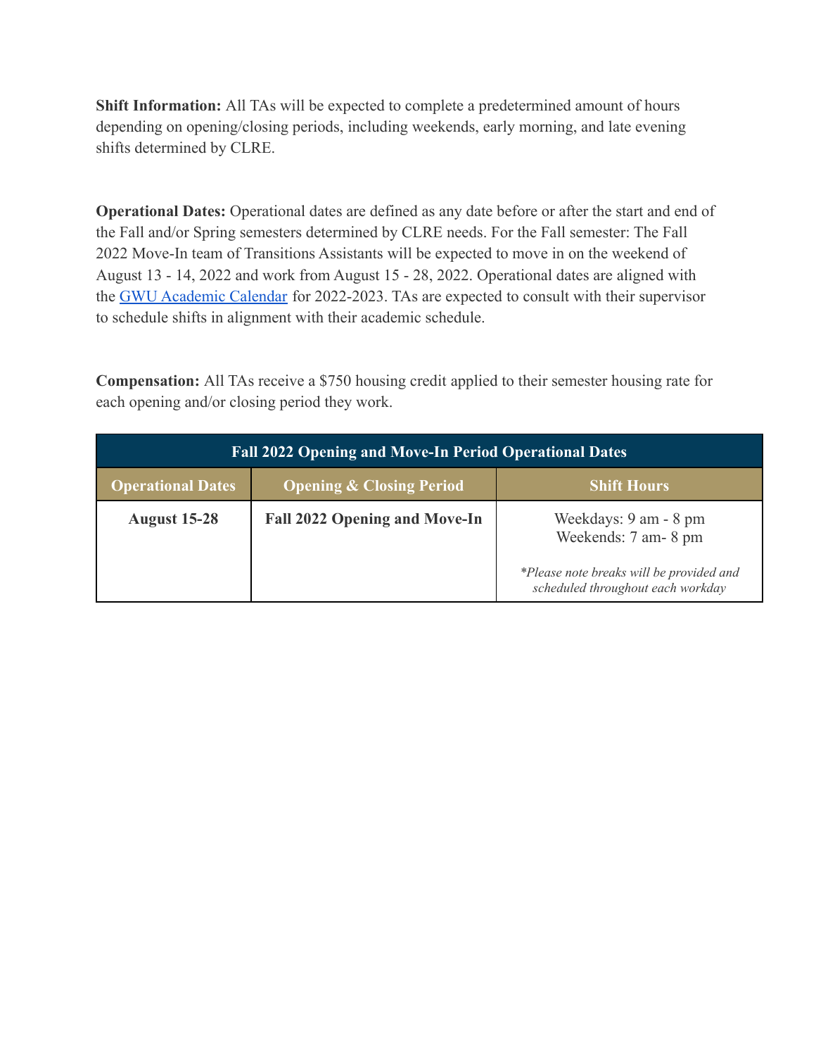**Shift Information:** All TAs will be expected to complete a predetermined amount of hours depending on opening/closing periods, including weekends, early morning, and late evening shifts determined by CLRE.

**Operational Dates:** Operational dates are defined as any date before or after the start and end of the Fall and/or Spring semesters determined by CLRE needs. For the Fall semester: The Fall 2022 Move-In team of Transitions Assistants will be expected to move in on the weekend of August 13 - 14, 2022 and work from August 15 - 28, 2022. Operational dates are aligned with the GWU Academic Calendar for 2022-2023. TAs are expected to consult with their supervisor to schedule shifts in alignment with their academic schedule.

**Compensation:** All TAs receive a $750 housing credit applied to their semester housing rate for each opening and/or closing period they work.

| Fall 2022 Opening and Move-In Period Operational Dates | | |
|---|---|---|
| **Operational Dates** | **Opening & Closing Period** | **Shift Hours** |
| **August 15-28** | **Fall 2022 Opening and Move-In** | Weekdays: 9 am - 8 pm<br>Weekends: 7 am- 8 pm<br><br>*\*Please note breaks will be provided and scheduled throughout each workday* |